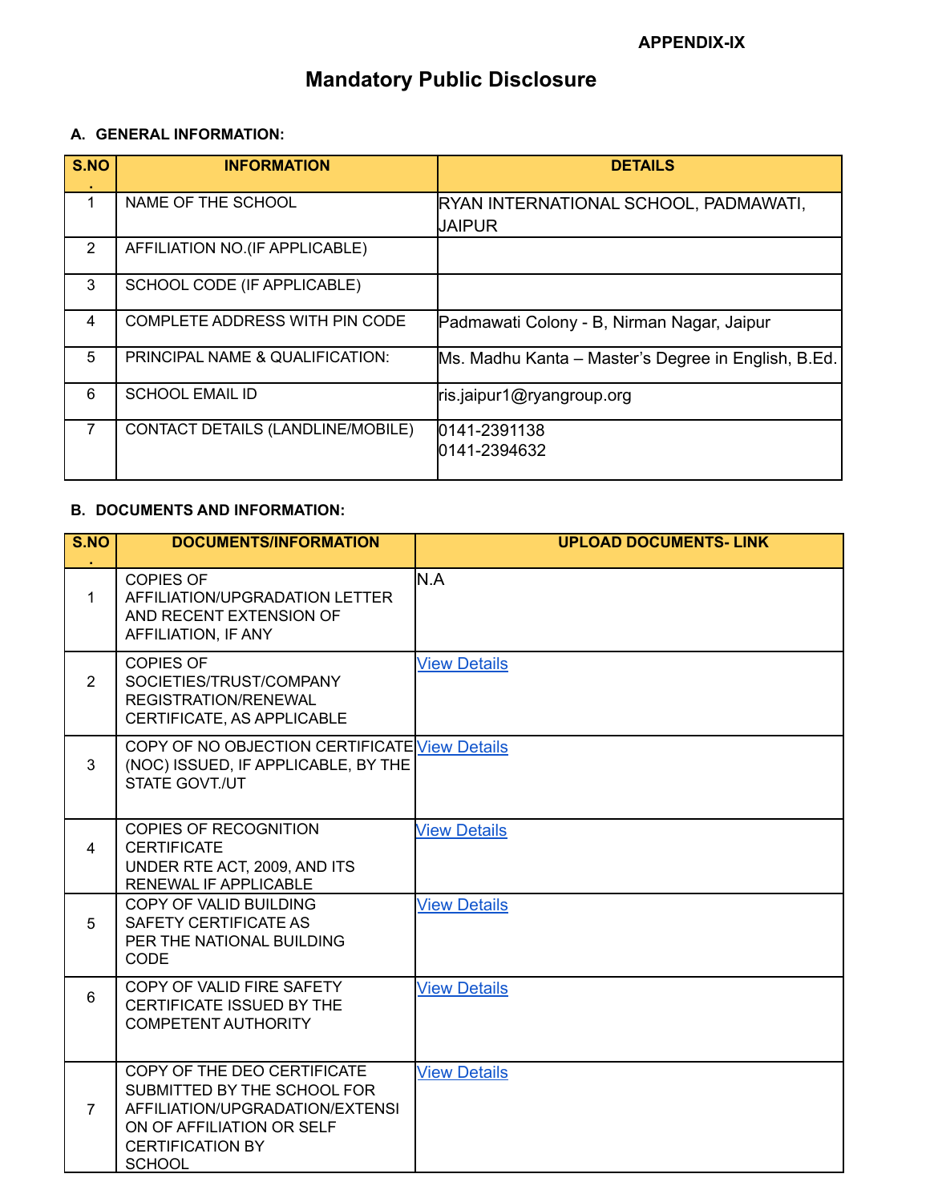**APPENDIX-IX**

# Mandatory Public Disclosure

## A. GENERAL INFORMATION:

| S.NO. | INFORMATION | DETAILS |
|---|---|---|
| 1 | NAME OF THE SCHOOL | RYAN INTERNATIONAL SCHOOL, PADMAWATI, JAIPUR |
| 2 | AFFILIATION NO.(IF APPLICABLE) | |
| 3 | SCHOOL CODE (IF APPLICABLE) | |
| 4 | COMPLETE ADDRESS WITH PIN CODE | Padmawati Colony - B, Nirman Nagar, Jaipur |
| 5 | PRINCIPAL NAME & QUALIFICATION: | Ms. Madhu Kanta – Master's Degree in English, B.Ed. |
| 6 | SCHOOL EMAIL ID | ris.jaipur1@ryangroup.org |
| 7 | CONTACT DETAILS (LANDLINE/MOBILE) | 0141-2391138<br>0141-2394632 |

## B. DOCUMENTS AND INFORMATION:

| S.NO. | DOCUMENTS/INFORMATION | UPLOAD DOCUMENTS- LINK |
|---|---|---|
| 1 | COPIES OF AFFILIATION/UPGRADATION LETTER AND RECENT EXTENSION OF AFFILIATION, IF ANY | N.A |
| 2 | COPIES OF SOCIETIES/TRUST/COMPANY REGISTRATION/RENEWAL CERTIFICATE, AS APPLICABLE | View Details |
| 3 | COPY OF NO OBJECTION CERTIFICATE (NOC) ISSUED, IF APPLICABLE, BY THE STATE GOVT./UT | View Details |
| 4 | COPIES OF RECOGNITION CERTIFICATE UNDER RTE ACT, 2009, AND ITS RENEWAL IF APPLICABLE | View Details |
| 5 | COPY OF VALID BUILDING SAFETY CERTIFICATE AS PER THE NATIONAL BUILDING CODE | View Details |
| 6 | COPY OF VALID FIRE SAFETY CERTIFICATE ISSUED BY THE COMPETENT AUTHORITY | View Details |
| 7 | COPY OF THE DEO CERTIFICATE SUBMITTED BY THE SCHOOL FOR AFFILIATION/UPGRADATION/EXTENSION OF AFFILIATION OR SELF CERTIFICATION BY SCHOOL | View Details |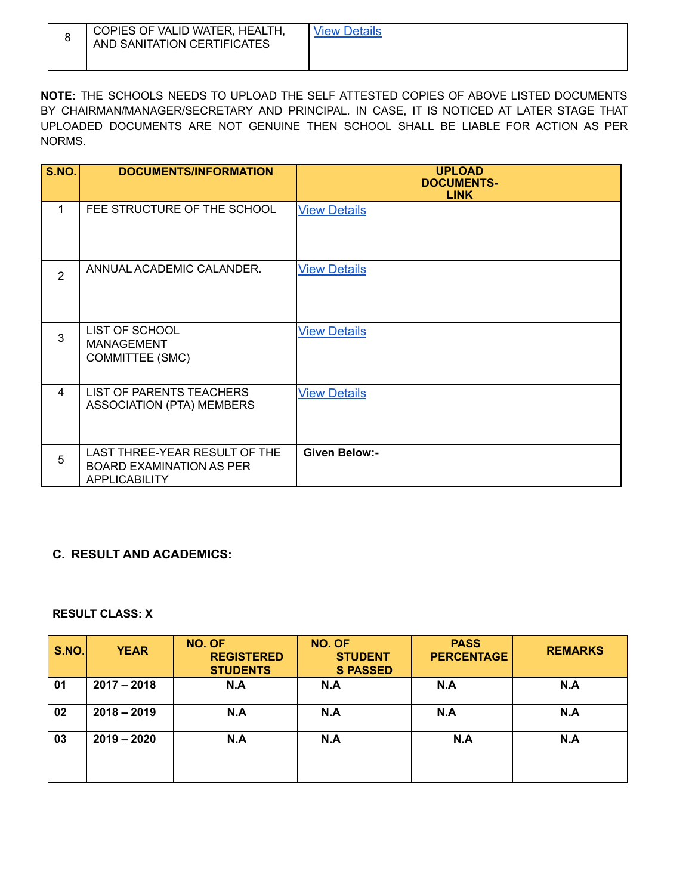| 8 | COPIES OF VALID WATER, HEALTH, AND SANITATION CERTIFICATES | View Details |
|---|---|---|

**NOTE:** THE SCHOOLS NEEDS TO UPLOAD THE SELF ATTESTED COPIES OF ABOVE LISTED DOCUMENTS BY CHAIRMAN/MANAGER/SECRETARY AND PRINCIPAL. IN CASE, IT IS NOTICED AT LATER STAGE THAT UPLOADED DOCUMENTS ARE NOT GENUINE THEN SCHOOL SHALL BE LIABLE FOR ACTION AS PER NORMS.

| S.NO. | DOCUMENTS/INFORMATION | UPLOAD DOCUMENTS- LINK |
|---|---|---|
| 1 | FEE STRUCTURE OF THE SCHOOL | View Details |
| 2 | ANNUAL ACADEMIC CALANDER. | View Details |
| 3 | LIST OF SCHOOL MANAGEMENT COMMITTEE (SMC) | View Details |
| 4 | LIST OF PARENTS TEACHERS ASSOCIATION (PTA) MEMBERS | View Details |
| 5 | LAST THREE-YEAR RESULT OF THE BOARD EXAMINATION AS PER APPLICABILITY | **Given Below:-** |

## C. RESULT AND ACADEMICS:

**RESULT CLASS: X**

| S.NO. | YEAR | NO. OF REGISTERED STUDENTS | NO. OF STUDENTS PASSED | PASS PERCENTAGE | REMARKS |
|---|---|---|---|---|---|
| 01 | 2017 – 2018 | N.A | N.A | N.A | N.A |
| 02 | 2018 – 2019 | N.A | N.A | N.A | N.A |
| 03 | 2019 – 2020 | N.A | N.A | N.A | N.A |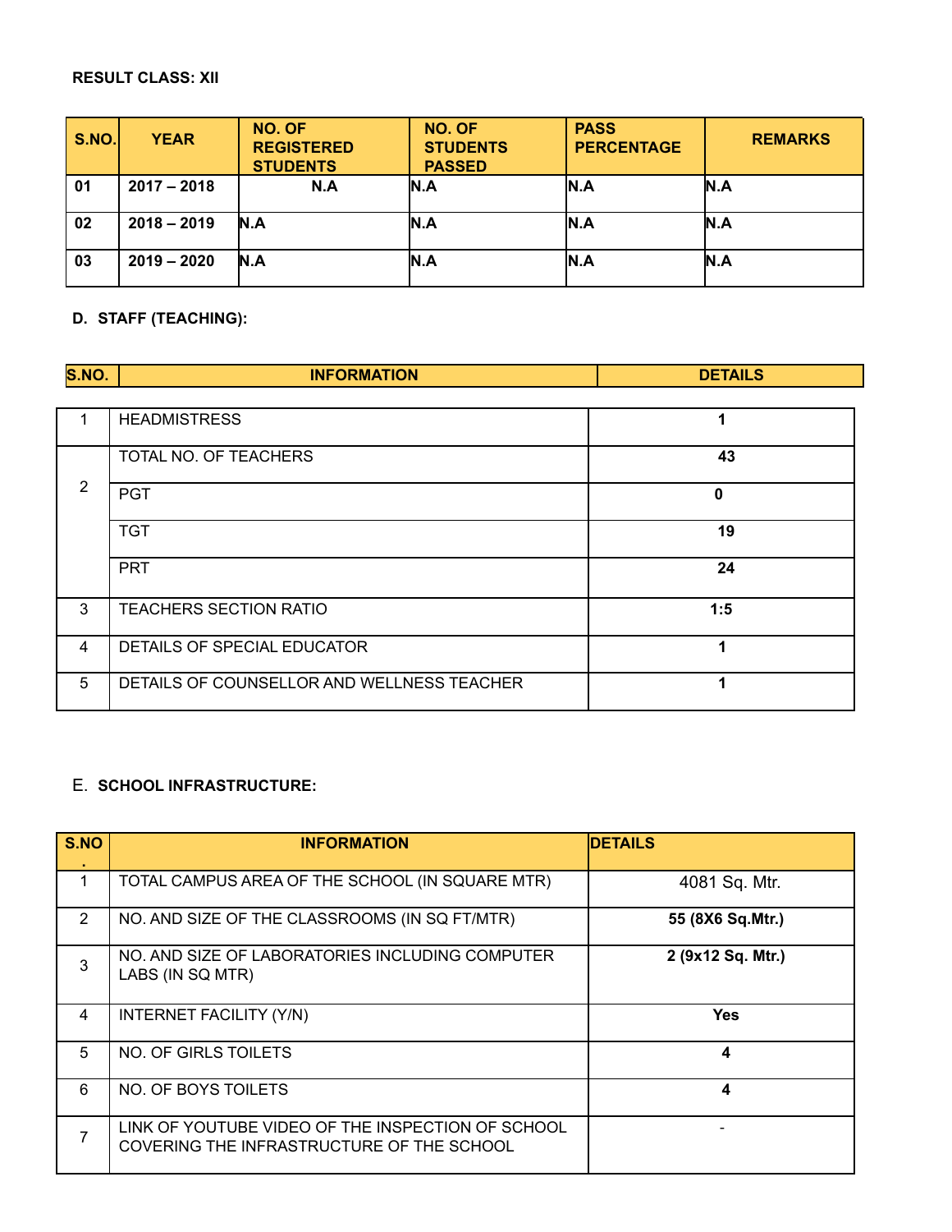**RESULT CLASS: XII**

| S.NO. | YEAR | NO. OF REGISTERED STUDENTS | NO. OF STUDENTS PASSED | PASS PERCENTAGE | REMARKS |
|---|---|---|---|---|---|
| 01 | 2017 – 2018 | N.A | N.A | N.A | N.A |
| 02 | 2018 – 2019 | N.A | N.A | N.A | N.A |
| 03 | 2019 – 2020 | N.A | N.A | N.A | N.A |

**D. STAFF (TEACHING):**

| S.NO. | INFORMATION | DETAILS |
|---|---|---|
| 1 | HEADMISTRESS | **1** |
| 2 | TOTAL NO. OF TEACHERS | **43** |
| | PGT | **0** |
| | TGT | **19** |
| | PRT | **24** |
| 3 | TEACHERS SECTION RATIO | **1:5** |
| 4 | DETAILS OF SPECIAL EDUCATOR | **1** |
| 5 | DETAILS OF COUNSELLOR AND WELLNESS TEACHER | **1** |

E. **SCHOOL INFRASTRUCTURE:**

| S.NO. | INFORMATION | DETAILS |
|---|---|---|
| 1 | TOTAL CAMPUS AREA OF THE SCHOOL (IN SQUARE MTR) | 4081 Sq. Mtr. |
| 2 | NO. AND SIZE OF THE CLASSROOMS (IN SQ FT/MTR) | **55 (8X6 Sq.Mtr.)** |
| 3 | NO. AND SIZE OF LABORATORIES INCLUDING COMPUTER LABS (IN SQ MTR) | **2 (9x12 Sq. Mtr.)** |
| 4 | INTERNET FACILITY (Y/N) | **Yes** |
| 5 | NO. OF GIRLS TOILETS | **4** |
| 6 | NO. OF BOYS TOILETS | **4** |
| 7 | LINK OF YOUTUBE VIDEO OF THE INSPECTION OF SCHOOL COVERING THE INFRASTRUCTURE OF THE SCHOOL | - |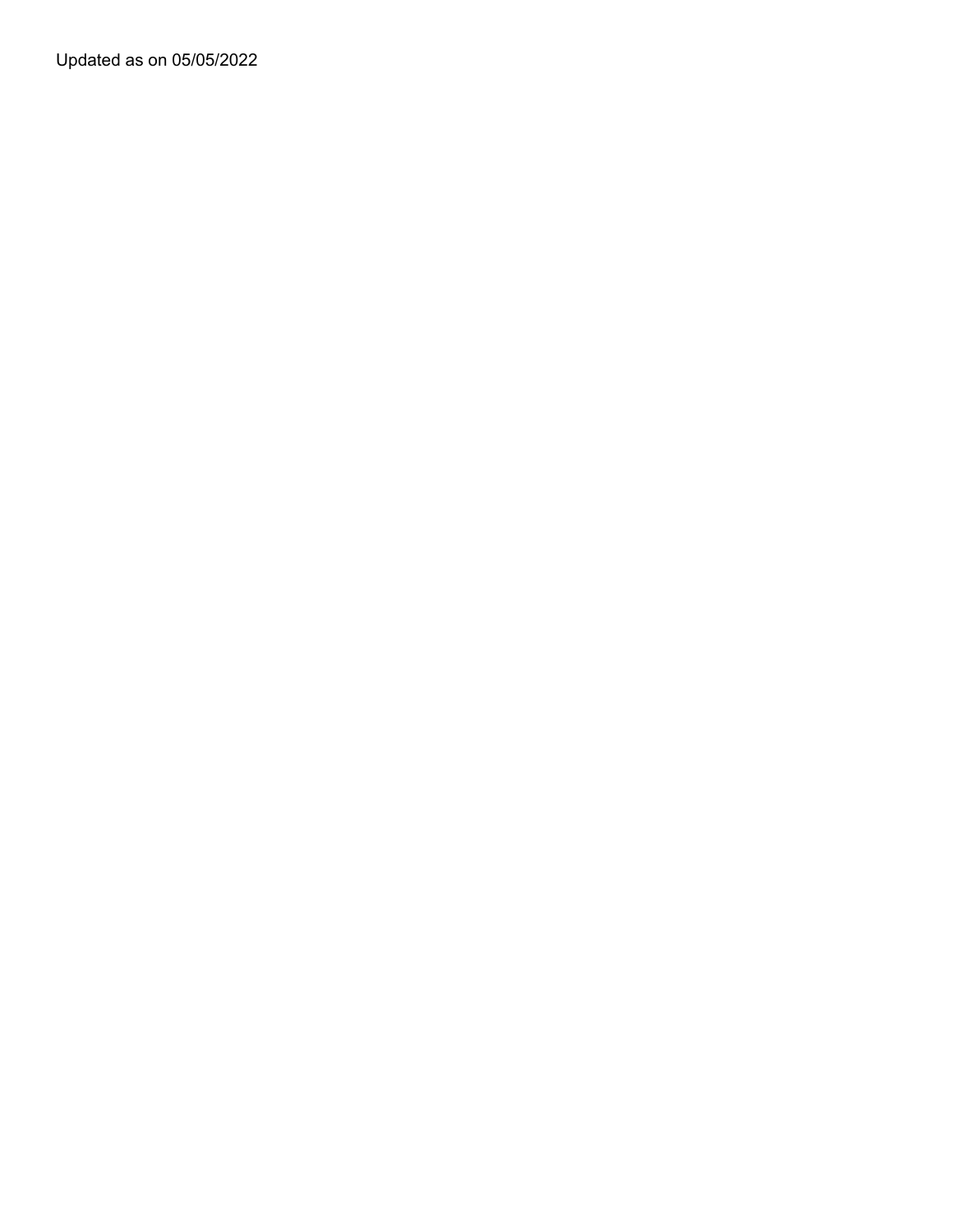Updated as on 05/05/2022